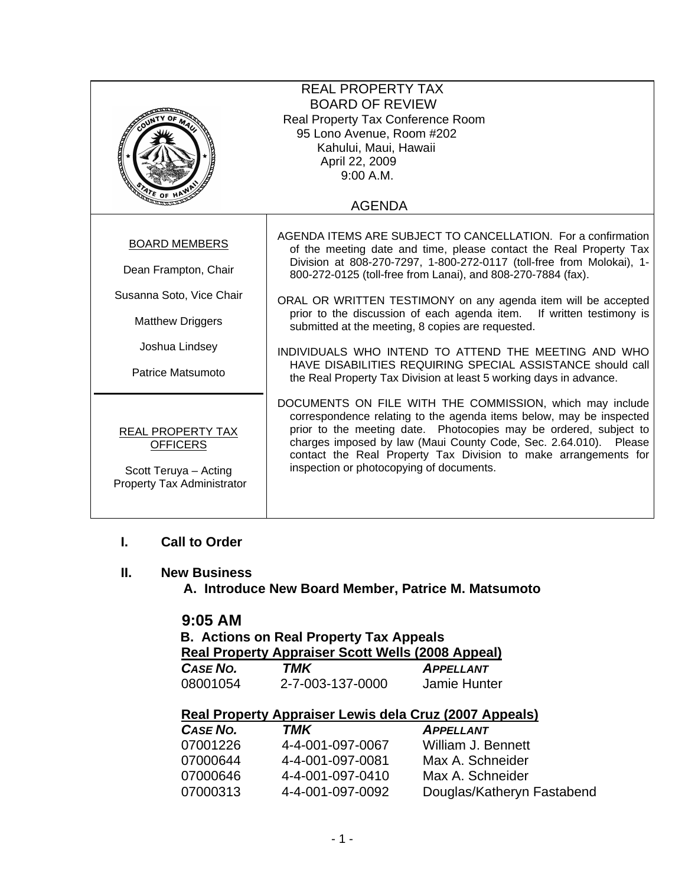# REAL PROPERTY TAX BOARD OF REVIEW

Real Property Tax Conference Room
95 Lono Avenue, Room #202
Kahului, Maui, Hawaii
April 22, 2009
9:00 A.M.

## AGENDA

BOARD MEMBERS

Dean Frampton, Chair

Susanna Soto, Vice Chair

Matthew Driggers

Joshua Lindsey

Patrice Matsumoto

REAL PROPERTY TAX OFFICERS

Scott Teruya – Acting Property Tax Administrator

AGENDA ITEMS ARE SUBJECT TO CANCELLATION. For a confirmation of the meeting date and time, please contact the Real Property Tax Division at 808-270-7297, 1-800-272-0117 (toll-free from Molokai), 1-800-272-0125 (toll-free from Lanai), and 808-270-7884 (fax).

ORAL OR WRITTEN TESTIMONY on any agenda item will be accepted prior to the discussion of each agenda item. If written testimony is submitted at the meeting, 8 copies are requested.

INDIVIDUALS WHO INTEND TO ATTEND THE MEETING AND WHO HAVE DISABILITIES REQUIRING SPECIAL ASSISTANCE should call the Real Property Tax Division at least 5 working days in advance.

DOCUMENTS ON FILE WITH THE COMMISSION, which may include correspondence relating to the agenda items below, may be inspected prior to the meeting date. Photocopies may be ordered, subject to charges imposed by law (Maui County Code, Sec. 2.64.010). Please contact the Real Property Tax Division to make arrangements for inspection or photocopying of documents.

**I. Call to Order**

**II. New Business**

**A. Introduce New Board Member, Patrice M. Matsumoto**

### 9:05 AM

**B. Actions on Real Property Tax Appeals**

**Real Property Appraiser Scott Wells (2008 Appeal)**

| *CASE NO.* | *TMK* | *APPELLANT* |
|---|---|---|
| 08001054 | 2-7-003-137-0000 | Jamie Hunter |

**Real Property Appraiser Lewis dela Cruz (2007 Appeals)**

| *CASE NO.* | *TMK* | *APPELLANT* |
|---|---|---|
| 07001226 | 4-4-001-097-0067 | William J. Bennett |
| 07000644 | 4-4-001-097-0081 | Max A. Schneider |
| 07000646 | 4-4-001-097-0410 | Max A. Schneider |
| 07000313 | 4-4-001-097-0092 | Douglas/Katheryn Fastabend |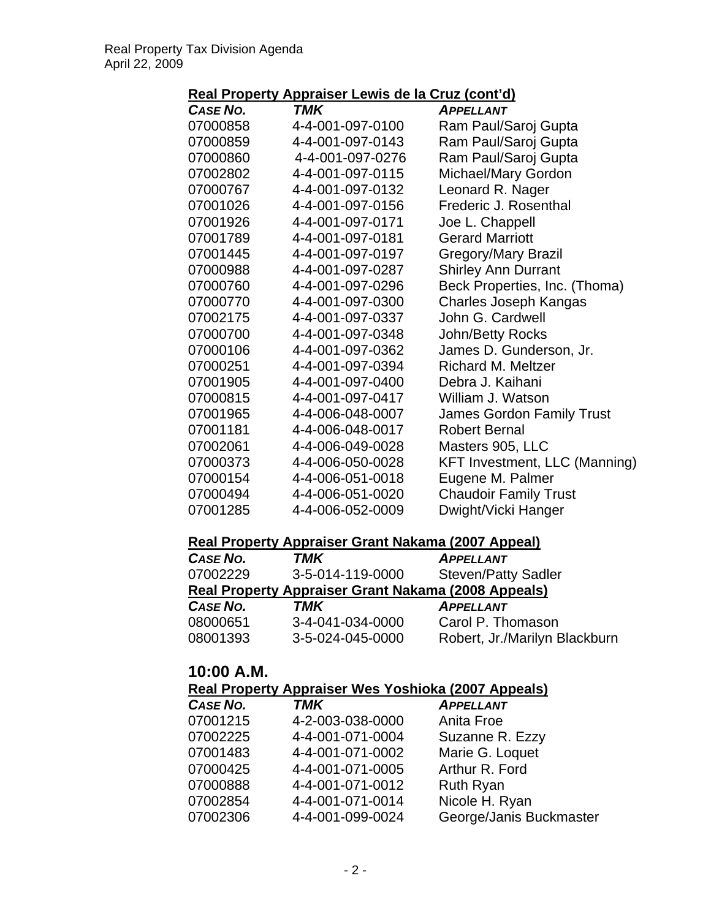**Real Property Appraiser Lewis de la Cruz (cont'd)**

| *CASE NO.* | *TMK* | *APPELLANT* |
|---|---|---|
| 07000858 | 4-4-001-097-0100 | Ram Paul/Saroj Gupta |
| 07000859 | 4-4-001-097-0143 | Ram Paul/Saroj Gupta |
| 07000860 | 4-4-001-097-0276 | Ram Paul/Saroj Gupta |
| 07002802 | 4-4-001-097-0115 | Michael/Mary Gordon |
| 07000767 | 4-4-001-097-0132 | Leonard R. Nager |
| 07001026 | 4-4-001-097-0156 | Frederic J. Rosenthal |
| 07001926 | 4-4-001-097-0171 | Joe L. Chappell |
| 07001789 | 4-4-001-097-0181 | Gerard Marriott |
| 07001445 | 4-4-001-097-0197 | Gregory/Mary Brazil |
| 07000988 | 4-4-001-097-0287 | Shirley Ann Durrant |
| 07000760 | 4-4-001-097-0296 | Beck Properties, Inc. (Thoma) |
| 07000770 | 4-4-001-097-0300 | Charles Joseph Kangas |
| 07002175 | 4-4-001-097-0337 | John G. Cardwell |
| 07000700 | 4-4-001-097-0348 | John/Betty Rocks |
| 07000106 | 4-4-001-097-0362 | James D. Gunderson, Jr. |
| 07000251 | 4-4-001-097-0394 | Richard M. Meltzer |
| 07001905 | 4-4-001-097-0400 | Debra J. Kaihani |
| 07000815 | 4-4-001-097-0417 | William J. Watson |
| 07001965 | 4-4-006-048-0007 | James Gordon Family Trust |
| 07001181 | 4-4-006-048-0017 | Robert Bernal |
| 07002061 | 4-4-006-049-0028 | Masters 905, LLC |
| 07000373 | 4-4-006-050-0028 | KFT Investment, LLC (Manning) |
| 07000154 | 4-4-006-051-0018 | Eugene M. Palmer |
| 07000494 | 4-4-006-051-0020 | Chaudoir Family Trust |
| 07001285 | 4-4-006-052-0009 | Dwight/Vicki Hanger |

**Real Property Appraiser Grant Nakama (2007 Appeal)**

| *CASE NO.* | *TMK* | *APPELLANT* |
|---|---|---|
| 07002229 | 3-5-014-119-0000 | Steven/Patty Sadler |

**Real Property Appraiser Grant Nakama (2008 Appeals)**

| *CASE NO.* | *TMK* | *APPELLANT* |
|---|---|---|
| 08000651 | 3-4-041-034-0000 | Carol P. Thomason |
| 08001393 | 3-5-024-045-0000 | Robert, Jr./Marilyn Blackburn |

## 10:00 A.M.

**Real Property Appraiser Wes Yoshioka (2007 Appeals)**

| *CASE NO.* | *TMK* | *APPELLANT* |
|---|---|---|
| 07001215 | 4-2-003-038-0000 | Anita Froe |
| 07002225 | 4-4-001-071-0004 | Suzanne R. Ezzy |
| 07001483 | 4-4-001-071-0002 | Marie G. Loquet |
| 07000425 | 4-4-001-071-0005 | Arthur R. Ford |
| 07000888 | 4-4-001-071-0012 | Ruth Ryan |
| 07002854 | 4-4-001-071-0014 | Nicole H. Ryan |
| 07002306 | 4-4-001-099-0024 | George/Janis Buckmaster |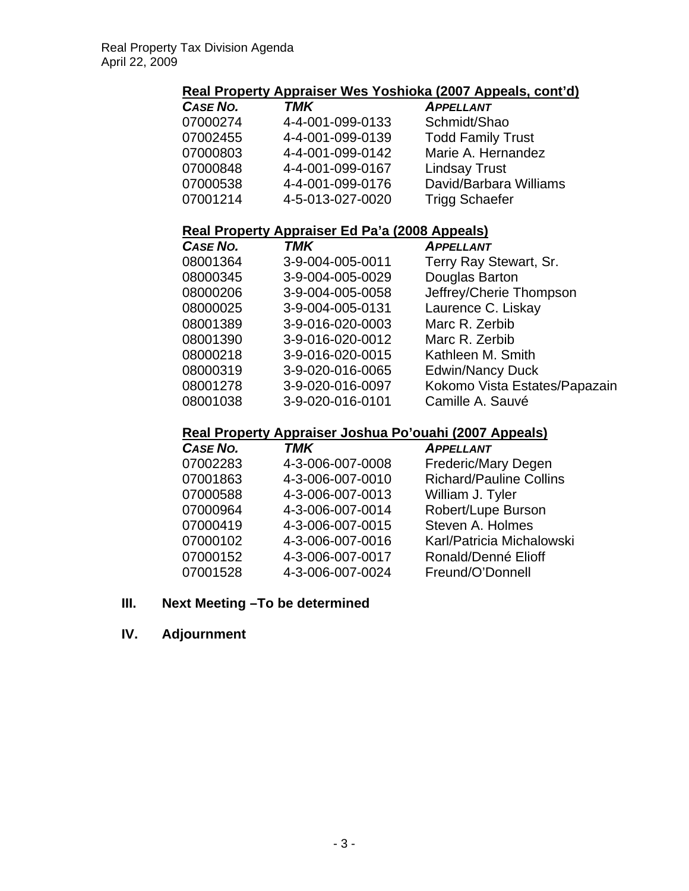**Real Property Appraiser Wes Yoshioka (2007 Appeals, cont'd)**

| *CASE NO.* | *TMK* | *APPELLANT* |
|---|---|---|
| 07000274 | 4-4-001-099-0133 | Schmidt/Shao |
| 07002455 | 4-4-001-099-0139 | Todd Family Trust |
| 07000803 | 4-4-001-099-0142 | Marie A. Hernandez |
| 07000848 | 4-4-001-099-0167 | Lindsay Trust |
| 07000538 | 4-4-001-099-0176 | David/Barbara Williams |
| 07001214 | 4-5-013-027-0020 | Trigg Schaefer |

**Real Property Appraiser Ed Pa'a (2008 Appeals)**

| *CASE NO.* | *TMK* | *APPELLANT* |
|---|---|---|
| 08001364 | 3-9-004-005-0011 | Terry Ray Stewart, Sr. |
| 08000345 | 3-9-004-005-0029 | Douglas Barton |
| 08000206 | 3-9-004-005-0058 | Jeffrey/Cherie Thompson |
| 08000025 | 3-9-004-005-0131 | Laurence C. Liskay |
| 08001389 | 3-9-016-020-0003 | Marc R. Zerbib |
| 08001390 | 3-9-016-020-0012 | Marc R. Zerbib |
| 08000218 | 3-9-016-020-0015 | Kathleen M. Smith |
| 08000319 | 3-9-020-016-0065 | Edwin/Nancy Duck |
| 08001278 | 3-9-020-016-0097 | Kokomo Vista Estates/Papazain |
| 08001038 | 3-9-020-016-0101 | Camille A. Sauvé |

**Real Property Appraiser Joshua Po'ouahi (2007 Appeals)**

| *CASE NO.* | *TMK* | *APPELLANT* |
|---|---|---|
| 07002283 | 4-3-006-007-0008 | Frederic/Mary Degen |
| 07001863 | 4-3-006-007-0010 | Richard/Pauline Collins |
| 07000588 | 4-3-006-007-0013 | William J. Tyler |
| 07000964 | 4-3-006-007-0014 | Robert/Lupe Burson |
| 07000419 | 4-3-006-007-0015 | Steven A. Holmes |
| 07000102 | 4-3-006-007-0016 | Karl/Patricia Michalowski |
| 07000152 | 4-3-006-007-0017 | Ronald/Denné Elioff |
| 07001528 | 4-3-006-007-0024 | Freund/O'Donnell |

**III. Next Meeting –To be determined**

**IV. Adjournment**